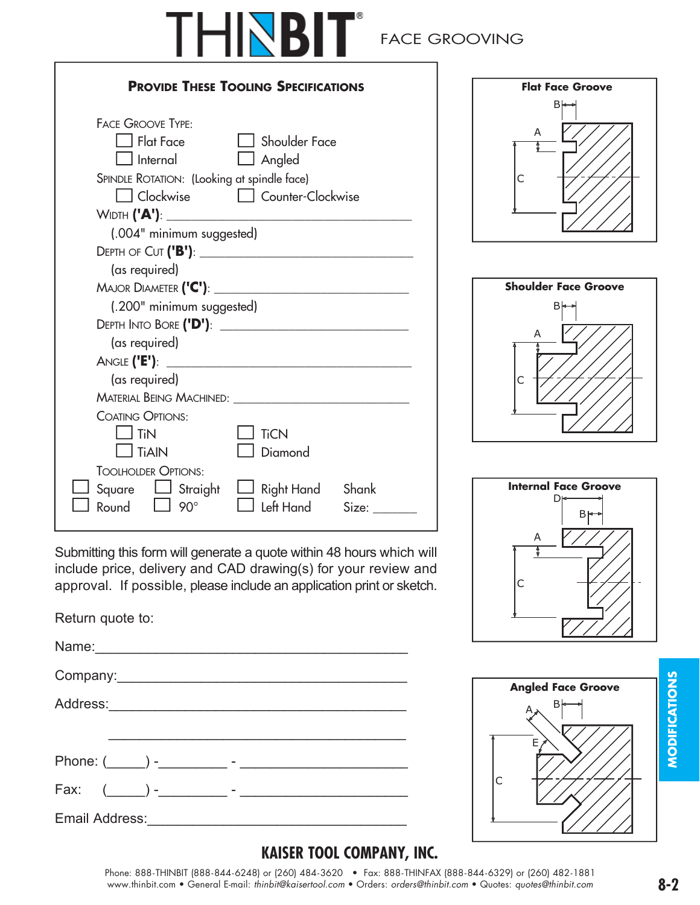# THINBIT® FACE GROOVING

## Provide These Tooling Specifications

Face Groove Type:

- ☐ Flat Face ☐ Shoulder Face
- ☐ Internal ☐ Angled

Spindle Rotation: (Looking at spindle face)

- ☐ Clockwise ☐ Counter-Clockwise

Width **('A')**: ______________________________

(.004" minimum suggested)

Depth of Cut **('B')**: ______________________________

(as required)

Major Diameter **('C')**: ______________________________

(.200" minimum suggested)

Depth Into Bore **('D')**: ______________________________

(as required)

Angle **('E')**: ______________________________

(as required)

Material Being Machined: ______________________________

Coating Options:

- ☐ TiN ☐ TiCN
- ☐ TiAlN ☐ Diamond

Toolholder Options:

- ☐ Square ☐ Straight ☐ Right Hand Shank
- ☐ Round ☐ 90° ☐ Left Hand Size: _______

Submitting this form will generate a quote within 48 hours which will include price, delivery and CAD drawing(s) for your review and approval. If possible, please include an application print or sketch.

Return quote to:

Name:________________________________________

Company:_____________________________________

Address:______________________________________

______________________________________

Phone: (_____) -_________ - ____________________

Fax: (_____) -_________ - ____________________

Email Address:__________________________________

**Flat Face Groove**

**Shoulder Face Groove**

**Internal Face Groove**

**Angled Face Groove**

**MODIFICATIONS**

**KAISER TOOL COMPANY, INC.**

Phone: 888-THINBIT (888-844-6248) or (260) 484-3620 • Fax: 888-THINFAX (888-844-6329) or (260) 482-1881
www.thinbit.com • General E-mail: *thinbit@kaisertool.com* • Orders: *orders@thinbit.com* • Quotes: *quotes@thinbit.com*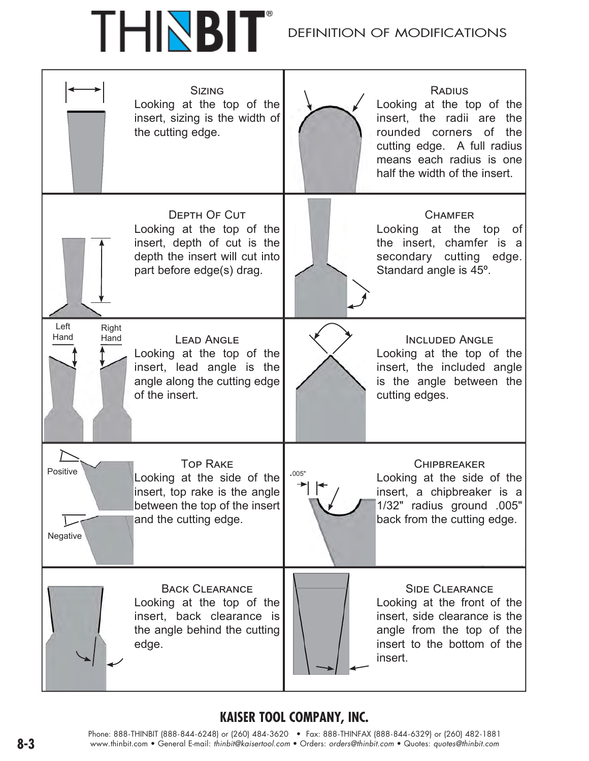# THINBIT® DEFINITION OF MODIFICATIONS

### Sizing

Looking at the top of the insert, sizing is the width of the cutting edge.

### Radius

Looking at the top of the insert, the radii are the rounded corners of the cutting edge. A full radius means each radius is one half the width of the insert.

### Depth Of Cut

Looking at the top of the insert, depth of cut is the depth the insert will cut into part before edge(s) drag.

### Chamfer

Looking at the top of the insert, chamfer is a secondary cutting edge. Standard angle is 45º.

### Lead Angle

Left Hand / Right Hand

Looking at the top of the insert, lead angle is the angle along the cutting edge of the insert.

### Included Angle

Looking at the top of the insert, the included angle is the angle between the cutting edges.

### Top Rake

Positive / Negative

Looking at the side of the insert, top rake is the angle between the top of the insert and the cutting edge.

### Chipbreaker

.005"

Looking at the side of the insert, a chipbreaker is a 1/32" radius ground .005" back from the cutting edge.

### Back Clearance

Looking at the top of the insert, back clearance is the angle behind the cutting edge.

### Side Clearance

Looking at the front of the insert, side clearance is the angle from the top of the insert to the bottom of the insert.

**KAISER TOOL COMPANY, INC.**

Phone: 888-THINBIT (888-844-6248) or (260) 484-3620 • Fax: 888-THINFAX (888-844-6329) or (260) 482-1881
www.thinbit.com • General E-mail: *thinbit@kaisertool.com* • Orders: *orders@thinbit.com* • Quotes: *quotes@thinbit.com*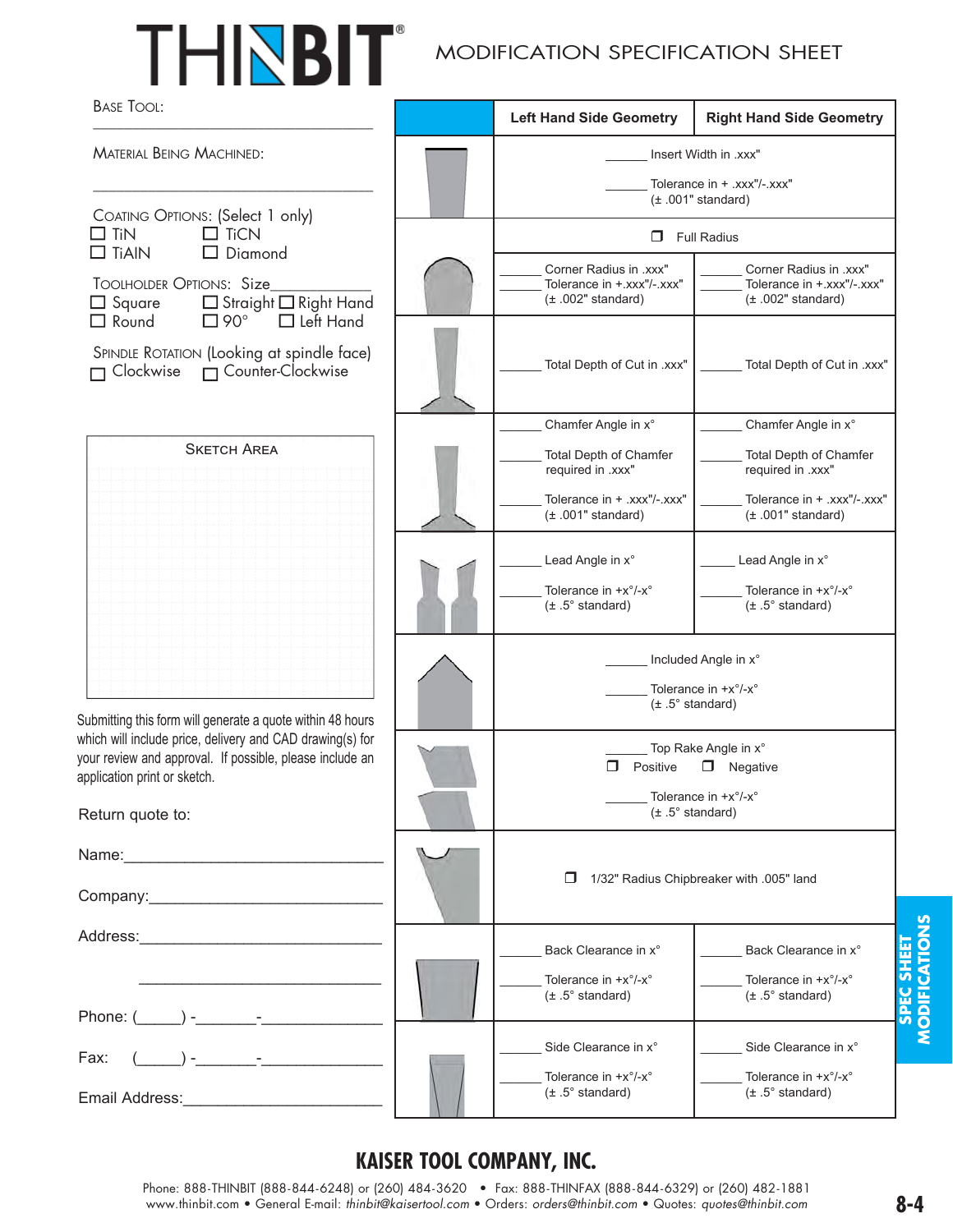# THINBIT®

## MODIFICATION SPECIFICATION SHEET

BASE TOOL:

______________________________

MATERIAL BEING MACHINED:

______________________________

COATING OPTIONS: (Select 1 only)

- ☐ TiN ☐ TiCN
- ☐ TiAlN ☐ Diamond

TOOLHOLDER OPTIONS: Size__________

- ☐ Square ☐ Straight ☐ Right Hand
- ☐ Round ☐ 90° ☐ Left Hand

SPINDLE ROTATION (Looking at spindle face)

- ☐ Clockwise ☐ Counter-Clockwise

| | Left Hand Side Geometry | Right Hand Side Geometry |
|---|---|---|
| | ______ Insert Width in .xxx"<br>______ Tolerance in + .xxx"/-.xxx" (± .001" standard) | |
| | ❐ Full Radius | |
| | ______ Corner Radius in .xxx"<br>______ Tolerance in +.xxx"/-.xxx" (± .002" standard) | ______ Corner Radius in .xxx"<br>______ Tolerance in +.xxx"/-.xxx" (± .002" standard) |
| | ______ Total Depth of Cut in .xxx" | ______ Total Depth of Cut in .xxx" |
| | ______ Chamfer Angle in x°<br>______ Total Depth of Chamfer required in .xxx"<br>______ Tolerance in + .xxx"/-.xxx" (± .001" standard) | ______ Chamfer Angle in x°<br>______ Total Depth of Chamfer required in .xxx"<br>______ Tolerance in + .xxx"/-.xxx" (± .001" standard) |
| | ______ Lead Angle in x°<br>______ Tolerance in +x°/-x° (± .5° standard) | ______ Lead Angle in x°<br>______ Tolerance in +x°/-x° (± .5° standard) |
| | ______ Included Angle in x°<br>______ Tolerance in +x°/-x° (± .5° standard) | |
| | ______ Top Rake Angle in x°<br>❐ Positive ❐ Negative<br>______ Tolerance in +x°/-x° (± .5° standard) | |
| | ❐ 1/32" Radius Chipbreaker with .005" land | |
| | ______ Back Clearance in x°<br>______ Tolerance in +x°/-x° (± .5° standard) | ______ Back Clearance in x°<br>______ Tolerance in +x°/-x° (± .5° standard) |
| | ______ Side Clearance in x°<br>______ Tolerance in +x°/-x° (± .5° standard) | ______ Side Clearance in x°<br>______ Tolerance in +x°/-x° (± .5° standard) |

SKETCH AREA

Submitting this form will generate a quote within 48 hours which will include price, delivery and CAD drawing(s) for your review and approval. If possible, please include an application print or sketch.

Return quote to:

Name:______________________________

Company:______________________________

Address:______________________________

______________________________

Phone: (_____) -_______-______________

Fax: (_____) -_______-______________

Email Address:______________________________

SPEC SHEET MODIFICATIONS

## KAISER TOOL COMPANY, INC.

Phone: 888-THINBIT (888-844-6248) or (260) 484-3620 • Fax: 888-THINFAX (888-844-6329) or (260) 482-1881
www.thinbit.com • General E-mail: *thinbit@kaisertool.com* • Orders: *orders@thinbit.com* • Quotes: *quotes@thinbit.com*